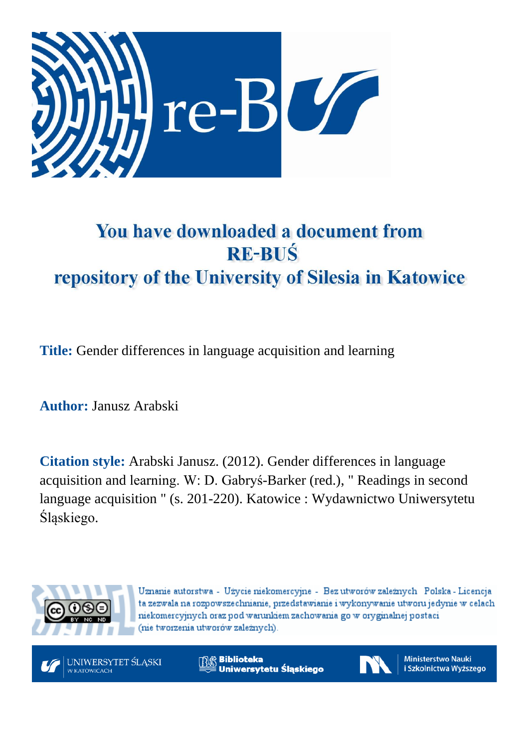# You have downloaded a document from RE-BUŚ repository of the University of Silesia in Katowice

**Title:** Gender differences in language acquisition and learning

**Author:** Janusz Arabski

**Citation style:** Arabski Janusz. (2012). Gender differences in language acquisition and learning. W: D. Gabryś-Barker (red.), " Readings in second language acquisition " (s. 201-220). Katowice : Wydawnictwo Uniwersytetu Śląskiego.

Uznanie autorstwa - Użycie niekomercyjne - Bez utworów zależnych Polska - Licencja ta zezwala na rozpowszechnianie, przedstawianie i wykonywanie utworu jedynie w celach niekomercyjnych oraz pod warunkiem zachowania go w oryginalnej postaci (nie tworzenia utworów zależnych).

UNIWERSYTET ŚLĄSKI W KATOWICACH

Biblioteka Uniwersytetu Śląskiego

Ministerstwo Nauki i Szkolnictwa Wyższego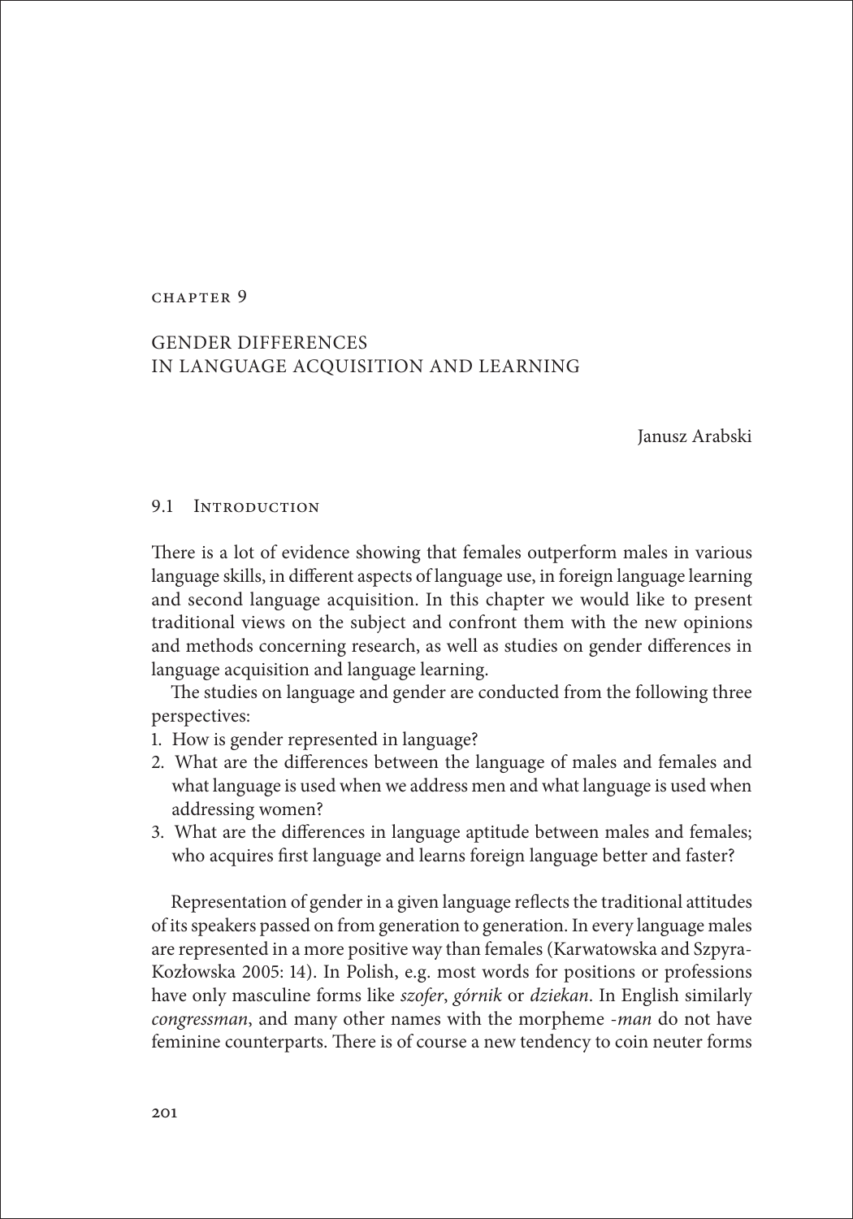CHAPTER 9

# GENDER DIFFERENCES IN LANGUAGE ACQUISITION AND LEARNING

Janusz Arabski

## 9.1 Introduction

There is a lot of evidence showing that females outperform males in various language skills, in different aspects of language use, in foreign language learning and second language acquisition. In this chapter we would like to present traditional views on the subject and confront them with the new opinions and methods concerning research, as well as studies on gender differences in language acquisition and language learning.

The studies on language and gender are conducted from the following three perspectives:

1. How is gender represented in language?
2. What are the differences between the language of males and females and what language is used when we address men and what language is used when addressing women?
3. What are the differences in language aptitude between males and females; who acquires first language and learns foreign language better and faster?

Representation of gender in a given language reflects the traditional attitudes of its speakers passed on from generation to generation. In every language males are represented in a more positive way than females (Karwatowska and Szpyra-Kozłowska 2005: 14). In Polish, e.g. most words for positions or professions have only masculine forms like *szofer*, *górnik* or *dziekan*. In English similarly *congressman*, and many other names with the morpheme *-man* do not have feminine counterparts. There is of course a new tendency to coin neuter forms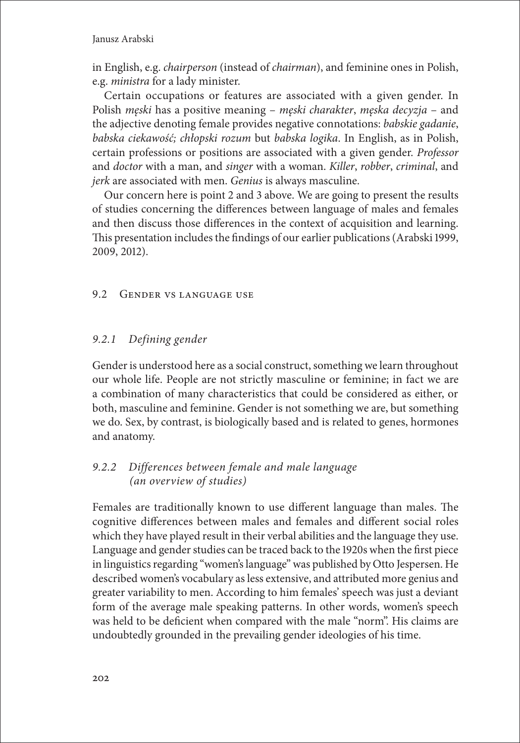in English, e.g. *chairperson* (instead of *chairman*), and feminine ones in Polish, e.g. *ministra* for a lady minister.

Certain occupations or features are associated with a given gender. In Polish *męski* has a positive meaning – *męski charakter*, *męska decyzja* – and the adjective denoting female provides negative connotations: *babskie gadanie*, *babska ciekawość; chłopski rozum* but *babska logika*. In English, as in Polish, certain professions or positions are associated with a given gender. *Professor* and *doctor* with a man, and *singer* with a woman. *Killer*, *robber*, *criminal*, and *jerk* are associated with men. *Genius* is always masculine.

Our concern here is point 2 and 3 above. We are going to present the results of studies concerning the differences between language of males and females and then discuss those differences in the context of acquisition and learning. This presentation includes the findings of our earlier publications (Arabski 1999, 2009, 2012).

## 9.2 Gender vs language use

### *9.2.1 Defining gender*

Gender is understood here as a social construct, something we learn throughout our whole life. People are not strictly masculine or feminine; in fact we are a combination of many characteristics that could be considered as either, or both, masculine and feminine. Gender is not something we are, but something we do. Sex, by contrast, is biologically based and is related to genes, hormones and anatomy.

### *9.2.2 Differences between female and male language (an overview of studies)*

Females are traditionally known to use different language than males. The cognitive differences between males and females and different social roles which they have played result in their verbal abilities and the language they use. Language and gender studies can be traced back to the 1920s when the first piece in linguistics regarding "women's language" was published by Otto Jespersen. He described women's vocabulary as less extensive, and attributed more genius and greater variability to men. According to him females' speech was just a deviant form of the average male speaking patterns. In other words, women's speech was held to be deficient when compared with the male "norm". His claims are undoubtedly grounded in the prevailing gender ideologies of his time.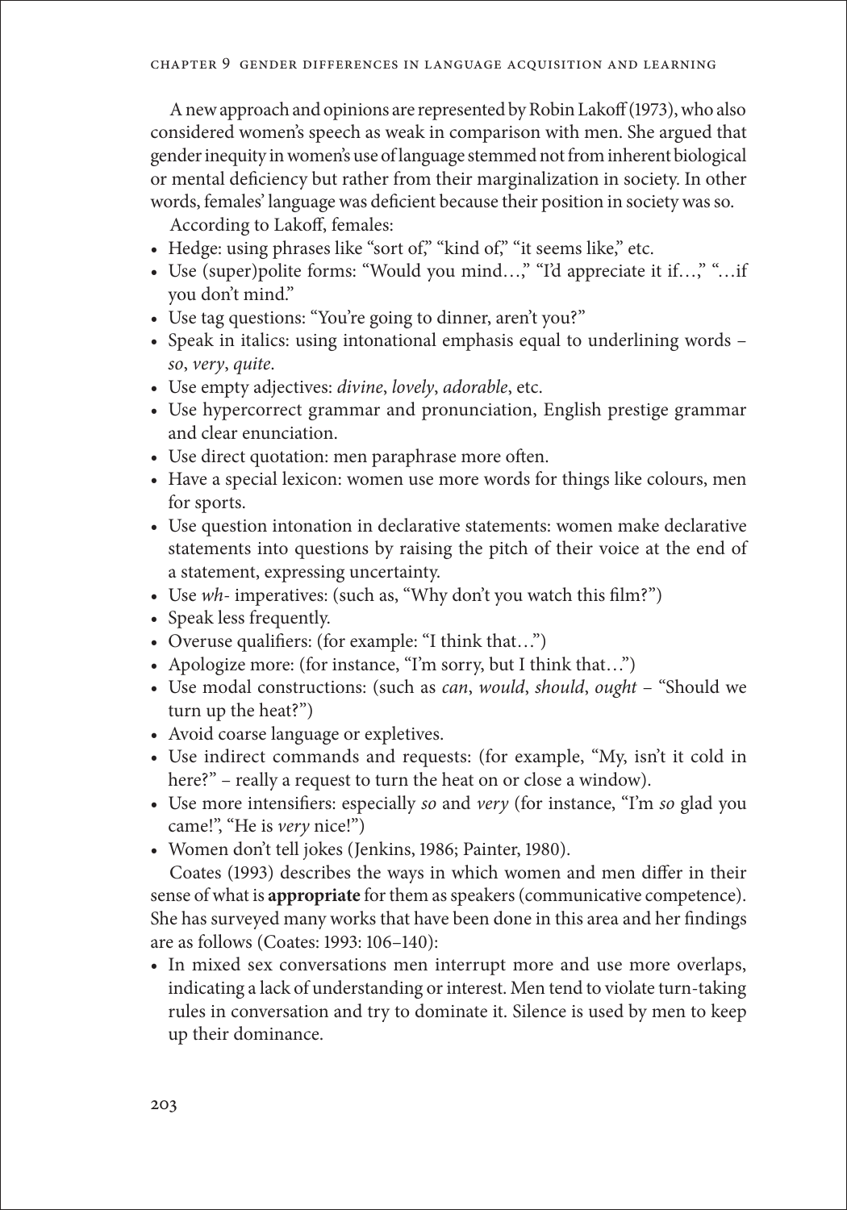A new approach and opinions are represented by Robin Lakoff (1973), who also considered women's speech as weak in comparison with men. She argued that gender inequity in women's use of language stemmed not from inherent biological or mental deficiency but rather from their marginalization in society. In other words, females' language was deficient because their position in society was so.

According to Lakoff, females:

- Hedge: using phrases like "sort of," "kind of," "it seems like," etc.
- Use (super)polite forms: "Would you mind…," "I'd appreciate it if…," "…if you don't mind."
- Use tag questions: "You're going to dinner, aren't you?"
- Speak in italics: using intonational emphasis equal to underlining words – *so*, *very*, *quite*.
- Use empty adjectives: *divine*, *lovely*, *adorable*, etc.
- Use hypercorrect grammar and pronunciation, English prestige grammar and clear enunciation.
- Use direct quotation: men paraphrase more often.
- Have a special lexicon: women use more words for things like colours, men for sports.
- Use question intonation in declarative statements: women make declarative statements into questions by raising the pitch of their voice at the end of a statement, expressing uncertainty.
- Use *wh-* imperatives: (such as, "Why don't you watch this film?")
- Speak less frequently.
- Overuse qualifiers: (for example: "I think that…")
- Apologize more: (for instance, "I'm sorry, but I think that…")
- Use modal constructions: (such as *can*, *would*, *should*, *ought* – "Should we turn up the heat?")
- Avoid coarse language or expletives.
- Use indirect commands and requests: (for example, "My, isn't it cold in here?" – really a request to turn the heat on or close a window).
- Use more intensifiers: especially *so* and *very* (for instance, "I'm *so* glad you came!", "He is *very* nice!")
- Women don't tell jokes (Jenkins, 1986; Painter, 1980).

Coates (1993) describes the ways in which women and men differ in their sense of what is **appropriate** for them as speakers (communicative competence). She has surveyed many works that have been done in this area and her findings are as follows (Coates: 1993: 106–140):

- In mixed sex conversations men interrupt more and use more overlaps, indicating a lack of understanding or interest. Men tend to violate turn-taking rules in conversation and try to dominate it. Silence is used by men to keep up their dominance.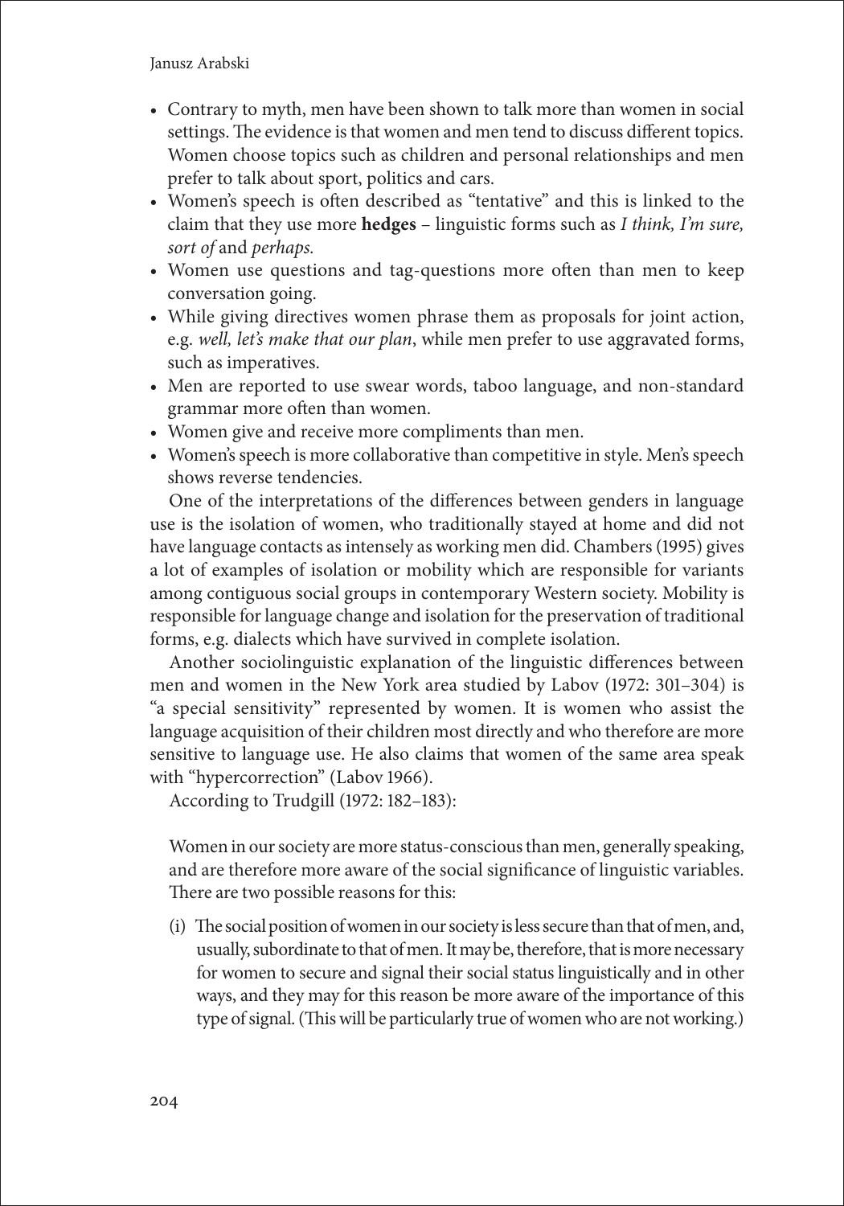- Contrary to myth, men have been shown to talk more than women in social settings. The evidence is that women and men tend to discuss different topics. Women choose topics such as children and personal relationships and men prefer to talk about sport, politics and cars.
- Women's speech is often described as "tentative" and this is linked to the claim that they use more **hedges** – linguistic forms such as *I think, I'm sure, sort of* and *perhaps.*
- Women use questions and tag-questions more often than men to keep conversation going.
- While giving directives women phrase them as proposals for joint action, e.g. *well, let's make that our plan*, while men prefer to use aggravated forms, such as imperatives.
- Men are reported to use swear words, taboo language, and non-standard grammar more often than women.
- Women give and receive more compliments than men.
- Women's speech is more collaborative than competitive in style. Men's speech shows reverse tendencies.

One of the interpretations of the differences between genders in language use is the isolation of women, who traditionally stayed at home and did not have language contacts as intensely as working men did. Chambers (1995) gives a lot of examples of isolation or mobility which are responsible for variants among contiguous social groups in contemporary Western society. Mobility is responsible for language change and isolation for the preservation of traditional forms, e.g. dialects which have survived in complete isolation.

Another sociolinguistic explanation of the linguistic differences between men and women in the New York area studied by Labov (1972: 301–304) is "a special sensitivity" represented by women. It is women who assist the language acquisition of their children most directly and who therefore are more sensitive to language use. He also claims that women of the same area speak with "hypercorrection" (Labov 1966).

According to Trudgill (1972: 182–183):

> Women in our society are more status-conscious than men, generally speaking, and are therefore more aware of the social significance of linguistic variables. There are two possible reasons for this:
>
> (i) The social position of women in our society is less secure than that of men, and, usually, subordinate to that of men. It may be, therefore, that is more necessary for women to secure and signal their social status linguistically and in other ways, and they may for this reason be more aware of the importance of this type of signal. (This will be particularly true of women who are not working.)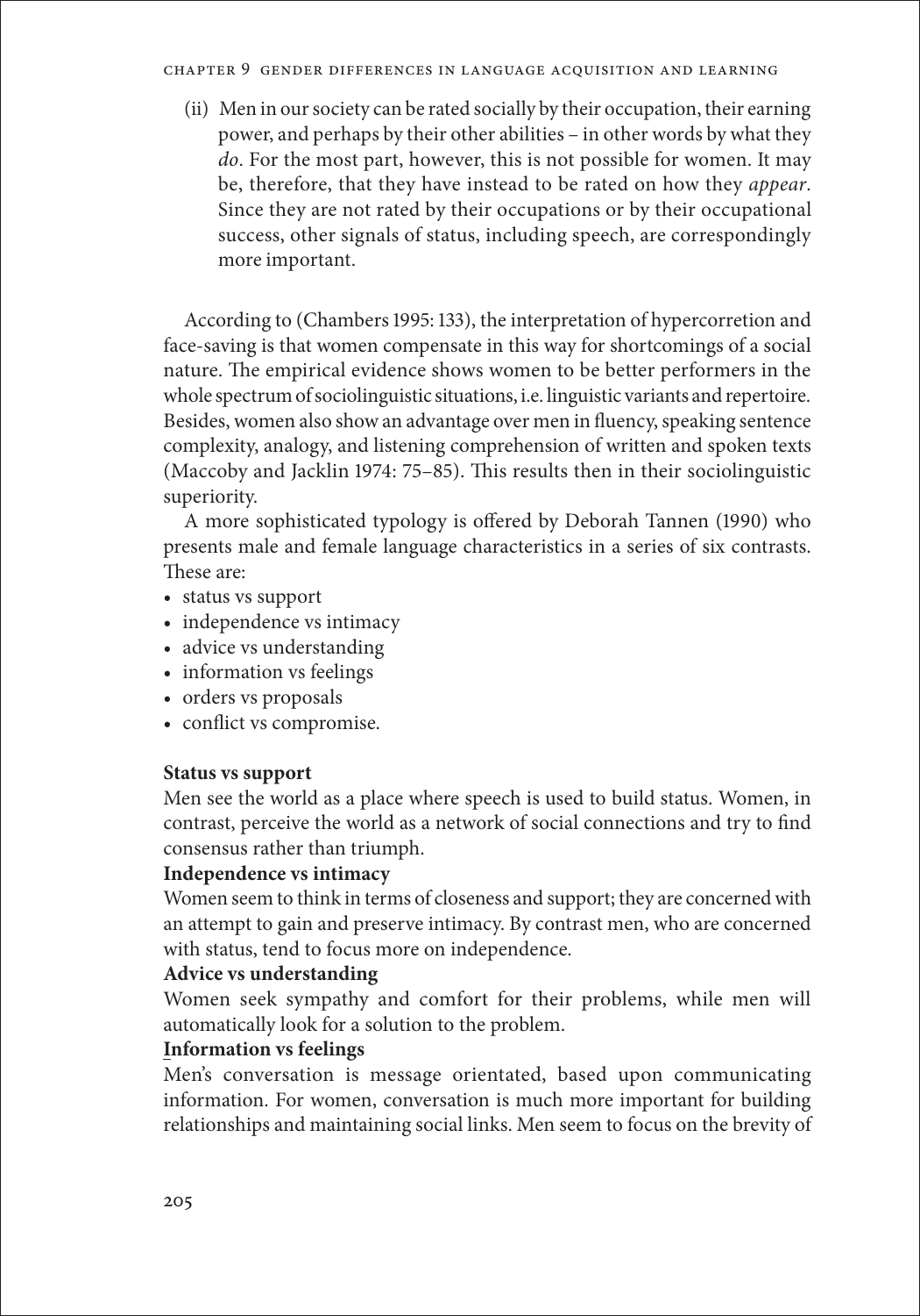(ii) Men in our society can be rated socially by their occupation, their earning power, and perhaps by their other abilities – in other words by what they *do*. For the most part, however, this is not possible for women. It may be, therefore, that they have instead to be rated on how they *appear*. Since they are not rated by their occupations or by their occupational success, other signals of status, including speech, are correspondingly more important.

According to (Chambers 1995: 133), the interpretation of hypercorretion and face-saving is that women compensate in this way for shortcomings of a social nature. The empirical evidence shows women to be better performers in the whole spectrum of sociolinguistic situations, i.e. linguistic variants and repertoire. Besides, women also show an advantage over men in fluency, speaking sentence complexity, analogy, and listening comprehension of written and spoken texts (Maccoby and Jacklin 1974: 75–85). This results then in their sociolinguistic superiority.

A more sophisticated typology is offered by Deborah Tannen (1990) who presents male and female language characteristics in a series of six contrasts. These are:

- status vs support
- independence vs intimacy
- advice vs understanding
- information vs feelings
- orders vs proposals
- conflict vs compromise.

**Status vs support**

Men see the world as a place where speech is used to build status. Women, in contrast, perceive the world as a network of social connections and try to find consensus rather than triumph.

**Independence vs intimacy**

Women seem to think in terms of closeness and support; they are concerned with an attempt to gain and preserve intimacy. By contrast men, who are concerned with status, tend to focus more on independence.

**Advice vs understanding**

Women seek sympathy and comfort for their problems, while men will automatically look for a solution to the problem.

**Information vs feelings**

Men's conversation is message orientated, based upon communicating information. For women, conversation is much more important for building relationships and maintaining social links. Men seem to focus on the brevity of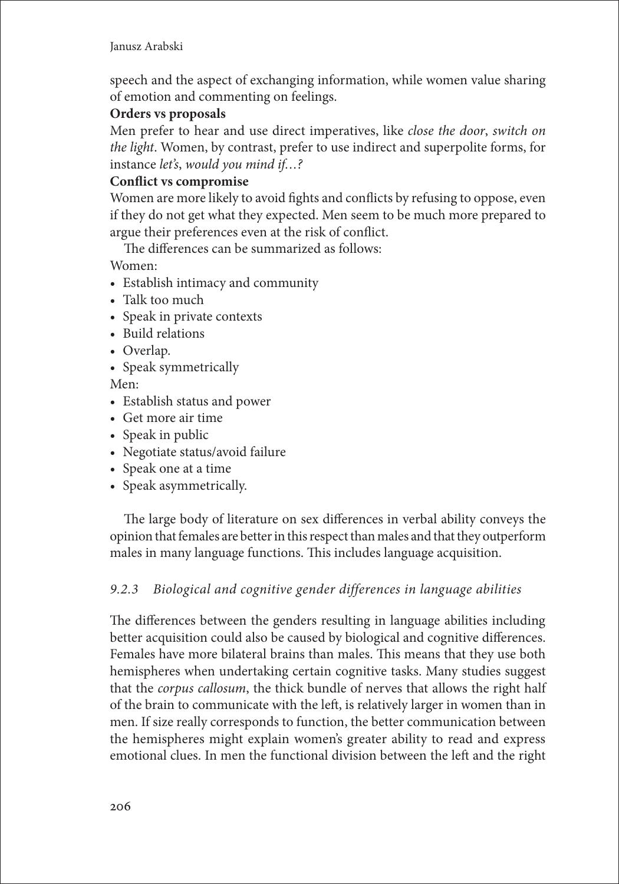speech and the aspect of exchanging information, while women value sharing of emotion and commenting on feelings.

**Orders vs proposals**

Men prefer to hear and use direct imperatives, like *close the door*, *switch on the light*. Women, by contrast, prefer to use indirect and superpolite forms, for instance *let's*, *would you mind if…?*

**Conflict vs compromise**

Women are more likely to avoid fights and conflicts by refusing to oppose, even if they do not get what they expected. Men seem to be much more prepared to argue their preferences even at the risk of conflict.

The differences can be summarized as follows:

Women:

- Establish intimacy and community
- Talk too much
- Speak in private contexts
- Build relations
- Overlap.
- Speak symmetrically

Men:

- Establish status and power
- Get more air time
- Speak in public
- Negotiate status/avoid failure
- Speak one at a time
- Speak asymmetrically.

The large body of literature on sex differences in verbal ability conveys the opinion that females are better in this respect than males and that they outperform males in many language functions. This includes language acquisition.

### *9.2.3 Biological and cognitive gender differences in language abilities*

The differences between the genders resulting in language abilities including better acquisition could also be caused by biological and cognitive differences. Females have more bilateral brains than males. This means that they use both hemispheres when undertaking certain cognitive tasks. Many studies suggest that the *corpus callosum*, the thick bundle of nerves that allows the right half of the brain to communicate with the left, is relatively larger in women than in men. If size really corresponds to function, the better communication between the hemispheres might explain women's greater ability to read and express emotional clues. In men the functional division between the left and the right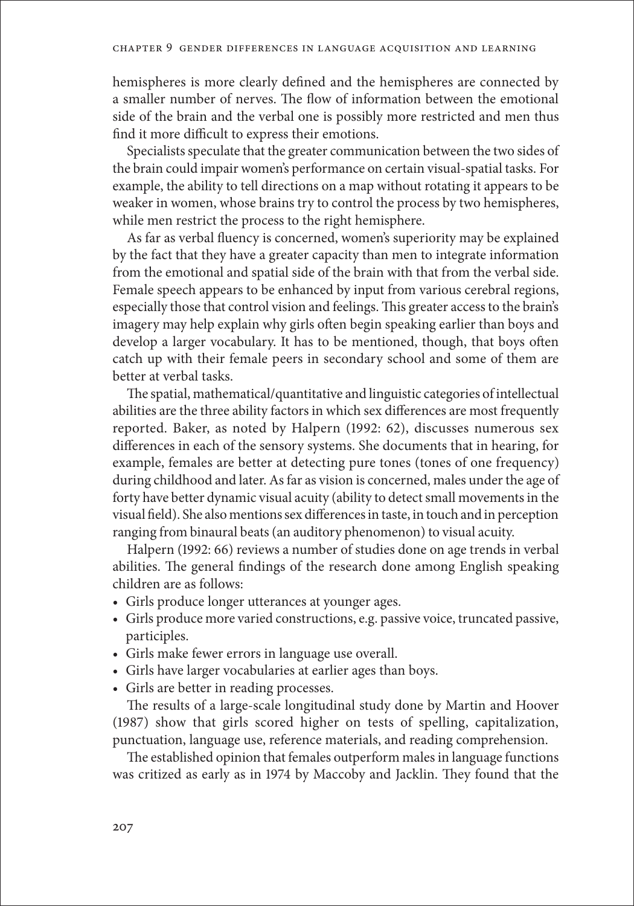hemispheres is more clearly defined and the hemispheres are connected by a smaller number of nerves. The flow of information between the emotional side of the brain and the verbal one is possibly more restricted and men thus find it more difficult to express their emotions.

Specialists speculate that the greater communication between the two sides of the brain could impair women's performance on certain visual-spatial tasks. For example, the ability to tell directions on a map without rotating it appears to be weaker in women, whose brains try to control the process by two hemispheres, while men restrict the process to the right hemisphere.

As far as verbal fluency is concerned, women's superiority may be explained by the fact that they have a greater capacity than men to integrate information from the emotional and spatial side of the brain with that from the verbal side. Female speech appears to be enhanced by input from various cerebral regions, especially those that control vision and feelings. This greater access to the brain's imagery may help explain why girls often begin speaking earlier than boys and develop a larger vocabulary. It has to be mentioned, though, that boys often catch up with their female peers in secondary school and some of them are better at verbal tasks.

The spatial, mathematical/quantitative and linguistic categories of intellectual abilities are the three ability factors in which sex differences are most frequently reported. Baker, as noted by Halpern (1992: 62), discusses numerous sex differences in each of the sensory systems. She documents that in hearing, for example, females are better at detecting pure tones (tones of one frequency) during childhood and later. As far as vision is concerned, males under the age of forty have better dynamic visual acuity (ability to detect small movements in the visual field). She also mentions sex differences in taste, in touch and in perception ranging from binaural beats (an auditory phenomenon) to visual acuity.

Halpern (1992: 66) reviews a number of studies done on age trends in verbal abilities. The general findings of the research done among English speaking children are as follows:

- Girls produce longer utterances at younger ages.
- Girls produce more varied constructions, e.g. passive voice, truncated passive, participles.
- Girls make fewer errors in language use overall.
- Girls have larger vocabularies at earlier ages than boys.
- Girls are better in reading processes.

The results of a large-scale longitudinal study done by Martin and Hoover (1987) show that girls scored higher on tests of spelling, capitalization, punctuation, language use, reference materials, and reading comprehension.

The established opinion that females outperform males in language functions was critized as early as in 1974 by Maccoby and Jacklin. They found that the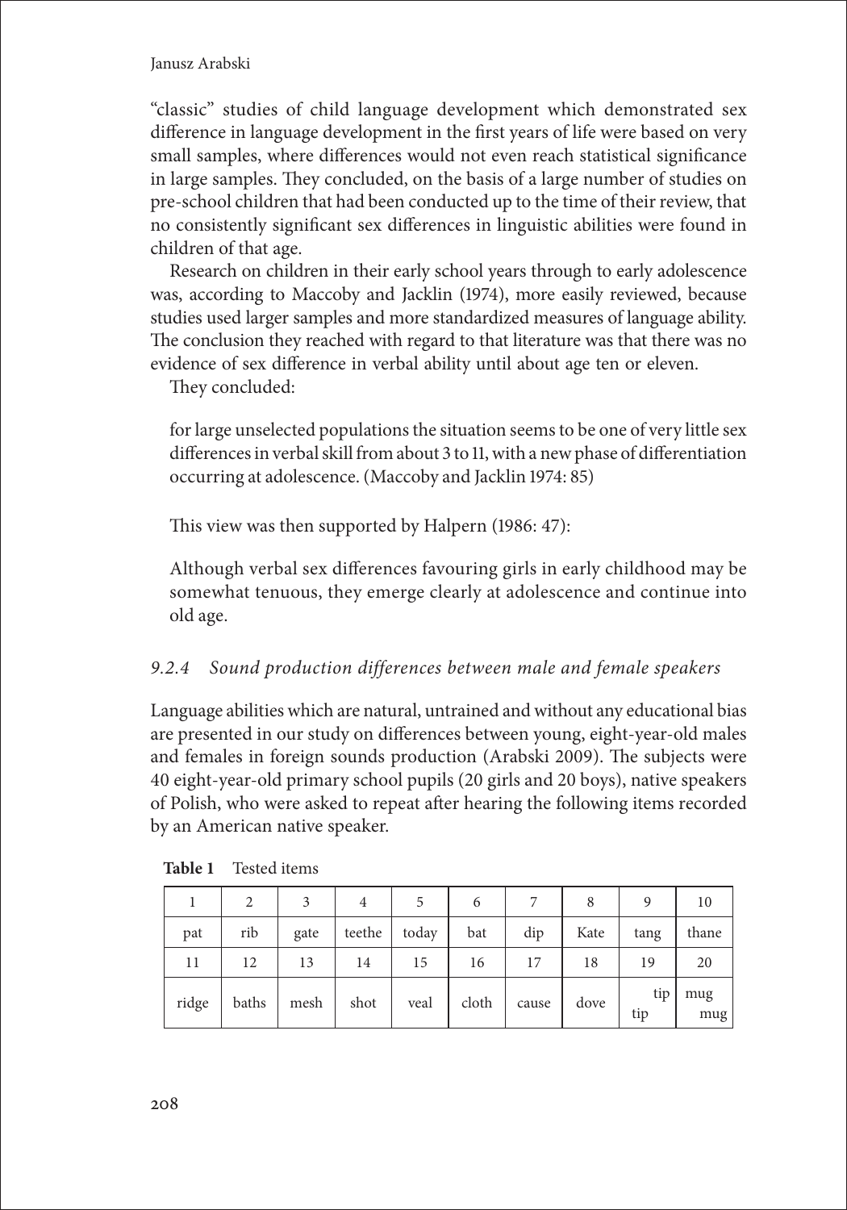"classic" studies of child language development which demonstrated sex difference in language development in the first years of life were based on very small samples, where differences would not even reach statistical significance in large samples. They concluded, on the basis of a large number of studies on pre-school children that had been conducted up to the time of their review, that no consistently significant sex differences in linguistic abilities were found in children of that age.

Research on children in their early school years through to early adolescence was, according to Maccoby and Jacklin (1974), more easily reviewed, because studies used larger samples and more standardized measures of language ability. The conclusion they reached with regard to that literature was that there was no evidence of sex difference in verbal ability until about age ten or eleven.

They concluded:

> for large unselected populations the situation seems to be one of very little sex differences in verbal skill from about 3 to 11, with a new phase of differentiation occurring at adolescence. (Maccoby and Jacklin 1974: 85)

This view was then supported by Halpern (1986: 47):

> Although verbal sex differences favouring girls in early childhood may be somewhat tenuous, they emerge clearly at adolescence and continue into old age.

### *9.2.4 Sound production differences between male and female speakers*

Language abilities which are natural, untrained and without any educational bias are presented in our study on differences between young, eight-year-old males and females in foreign sounds production (Arabski 2009). The subjects were 40 eight-year-old primary school pupils (20 girls and 20 boys), native speakers of Polish, who were asked to repeat after hearing the following items recorded by an American native speaker.

**Table 1** Tested items

| | | | | | | | | | |
|---|---|---|---|---|---|---|---|---|---|
| 1 | 2 | 3 | 4 | 5 | 6 | 7 | 8 | 9 | 10 |
| pat | rib | gate | teethe | today | bat | dip | Kate | tang | thane |
| 11 | 12 | 13 | 14 | 15 | 16 | 17 | 18 | 19 | 20 |
| ridge | baths | mesh | shot | veal | cloth | cause | dove | tip tip | mug mug |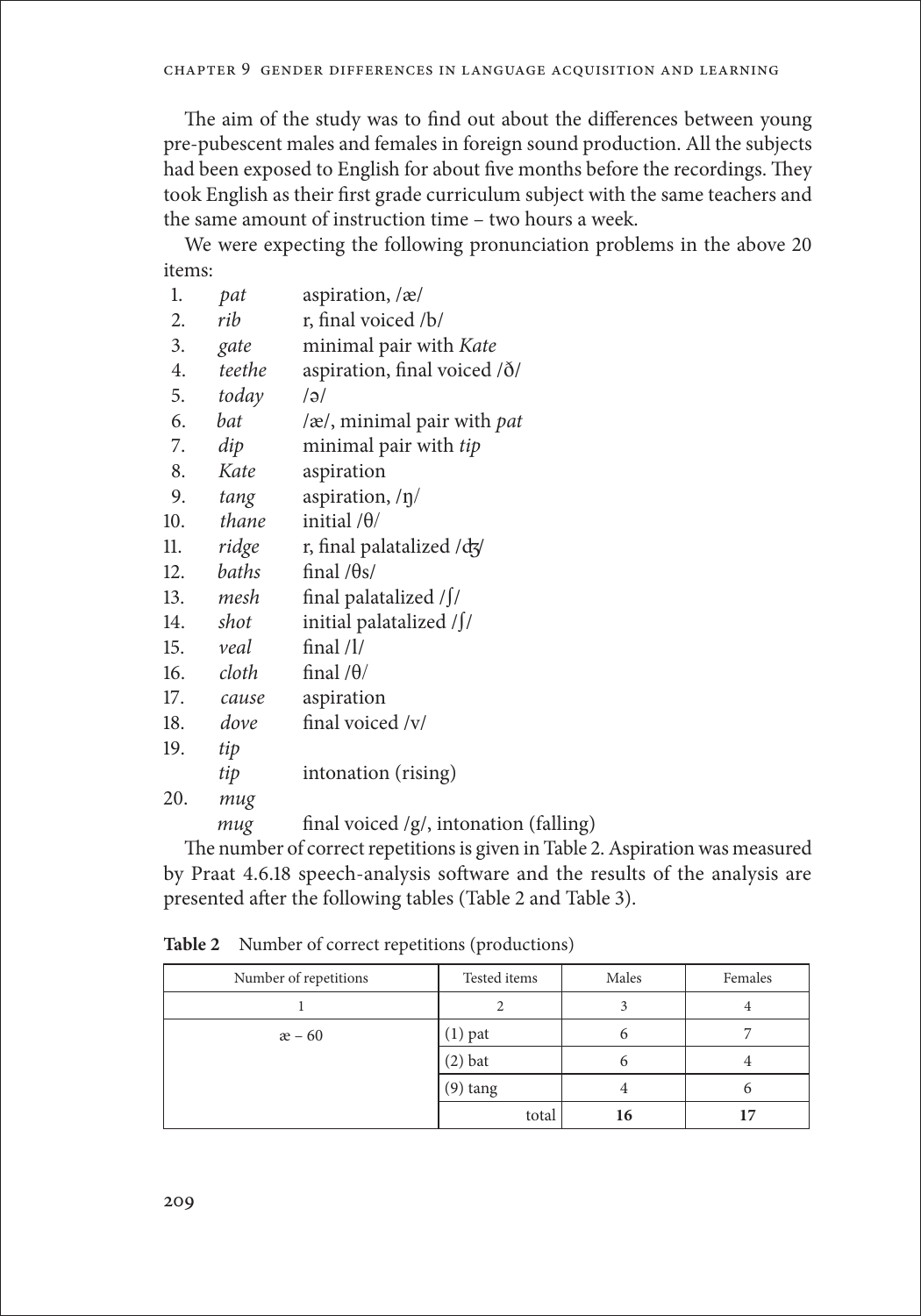The aim of the study was to find out about the differences between young pre-pubescent males and females in foreign sound production. All the subjects had been exposed to English for about five months before the recordings. They took English as their first grade curriculum subject with the same teachers and the same amount of instruction time – two hours a week.

We were expecting the following pronunciation problems in the above 20 items:

1. *pat* aspiration, /æ/
2. *rib* r, final voiced /b/
3. *gate* minimal pair with *Kate*
4. *teethe* aspiration, final voiced /ð/
5. *today* /ə/
6. *bat* /æ/, minimal pair with *pat*
7. *dip* minimal pair with *tip*
8. *Kate* aspiration
9. *tang* aspiration, /ŋ/
10. *thane* initial /θ/
11. *ridge* r, final palatalized /ʤ/
12. *baths* final /θs/
13. *mesh* final palatalized /ʃ/
14. *shot* initial palatalized /ʃ/
15. *veal* final /l/
16. *cloth* final /θ/
17. *cause* aspiration
18. *dove* final voiced /v/
19. *tip*
    *tip* intonation (rising)
20. *mug*
    *mug* final voiced /g/, intonation (falling)

The number of correct repetitions is given in Table 2. Aspiration was measured by Praat 4.6.18 speech-analysis software and the results of the analysis are presented after the following tables (Table 2 and Table 3).

**Table 2** Number of correct repetitions (productions)

| Number of repetitions | Tested items | Males | Females |
|---|---|---|---|
| 1 | 2 | 3 | 4 |
| æ – 60 | (1) pat | 6 | 7 |
| | (2) bat | 6 | 4 |
| | (9) tang | 4 | 6 |
| | total | **16** | **17** |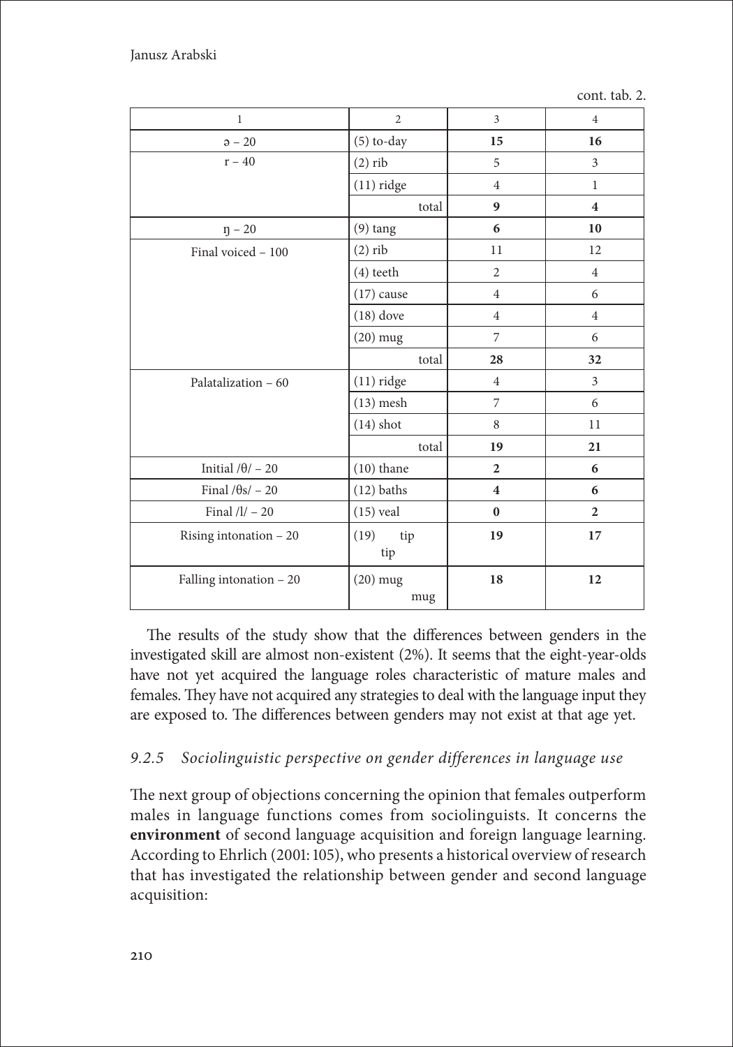cont. tab. 2.

| 1 | 2 | 3 | 4 |
|---|---|---|---|
| ə – 20 | (5) to-day | **15** | **16** |
| r – 40 | (2) rib | 5 | 3 |
| | (11) ridge | 4 | 1 |
| | total | **9** | **4** |
| ŋ – 20 | (9) tang | **6** | **10** |
| Final voiced – 100 | (2) rib | 11 | 12 |
| | (4) teeth | 2 | 4 |
| | (17) cause | 4 | 6 |
| | (18) dove | 4 | 4 |
| | (20) mug | 7 | 6 |
| | total | **28** | **32** |
| Palatalization – 60 | (11) ridge | 4 | 3 |
| | (13) mesh | 7 | 6 |
| | (14) shot | 8 | 11 |
| | total | **19** | **21** |
| Initial /θ/ – 20 | (10) thane | **2** | **6** |
| Final /θs/ – 20 | (12) baths | **4** | **6** |
| Final /l/ – 20 | (15) veal | **0** | **2** |
| Rising intonation – 20 | (19) tip tip | **19** | **17** |
| Falling intonation – 20 | (20) mug mug | **18** | **12** |

The results of the study show that the differences between genders in the investigated skill are almost non-existent (2%). It seems that the eight-year-olds have not yet acquired the language roles characteristic of mature males and females. They have not acquired any strategies to deal with the language input they are exposed to. The differences between genders may not exist at that age yet.

### *9.2.5 Sociolinguistic perspective on gender differences in language use*

The next group of objections concerning the opinion that females outperform males in language functions comes from sociolinguists. It concerns the **environment** of second language acquisition and foreign language learning. According to Ehrlich (2001: 105), who presents a historical overview of research that has investigated the relationship between gender and second language acquisition: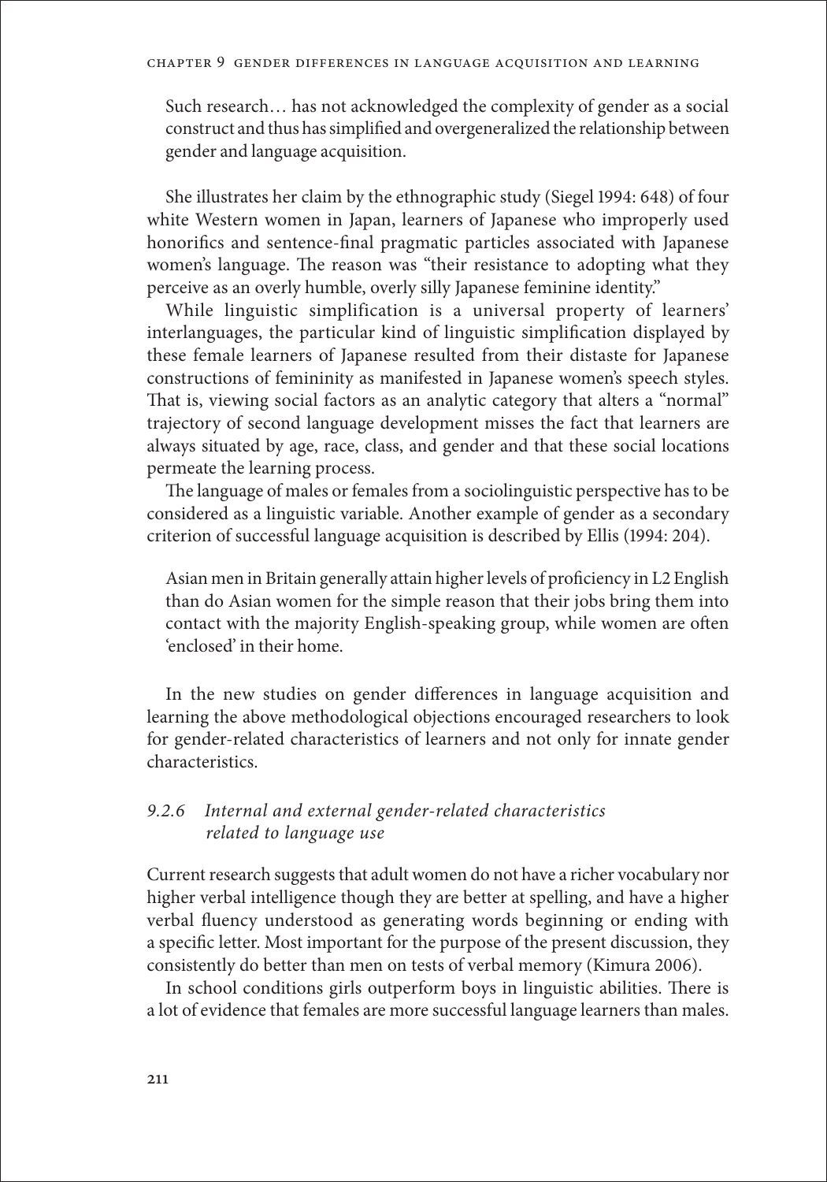> Such research… has not acknowledged the complexity of gender as a social construct and thus has simplified and overgeneralized the relationship between gender and language acquisition.

She illustrates her claim by the ethnographic study (Siegel 1994: 648) of four white Western women in Japan, learners of Japanese who improperly used honorifics and sentence-final pragmatic particles associated with Japanese women's language. The reason was "their resistance to adopting what they perceive as an overly humble, overly silly Japanese feminine identity."

While linguistic simplification is a universal property of learners' interlanguages, the particular kind of linguistic simplification displayed by these female learners of Japanese resulted from their distaste for Japanese constructions of femininity as manifested in Japanese women's speech styles. That is, viewing social factors as an analytic category that alters a "normal" trajectory of second language development misses the fact that learners are always situated by age, race, class, and gender and that these social locations permeate the learning process.

The language of males or females from a sociolinguistic perspective has to be considered as a linguistic variable. Another example of gender as a secondary criterion of successful language acquisition is described by Ellis (1994: 204).

> Asian men in Britain generally attain higher levels of proficiency in L2 English than do Asian women for the simple reason that their jobs bring them into contact with the majority English-speaking group, while women are often 'enclosed' in their home.

In the new studies on gender differences in language acquisition and learning the above methodological objections encouraged researchers to look for gender-related characteristics of learners and not only for innate gender characteristics.

### *9.2.6 Internal and external gender-related characteristics related to language use*

Current research suggests that adult women do not have a richer vocabulary nor higher verbal intelligence though they are better at spelling, and have a higher verbal fluency understood as generating words beginning or ending with a specific letter. Most important for the purpose of the present discussion, they consistently do better than men on tests of verbal memory (Kimura 2006).

In school conditions girls outperform boys in linguistic abilities. There is a lot of evidence that females are more successful language learners than males.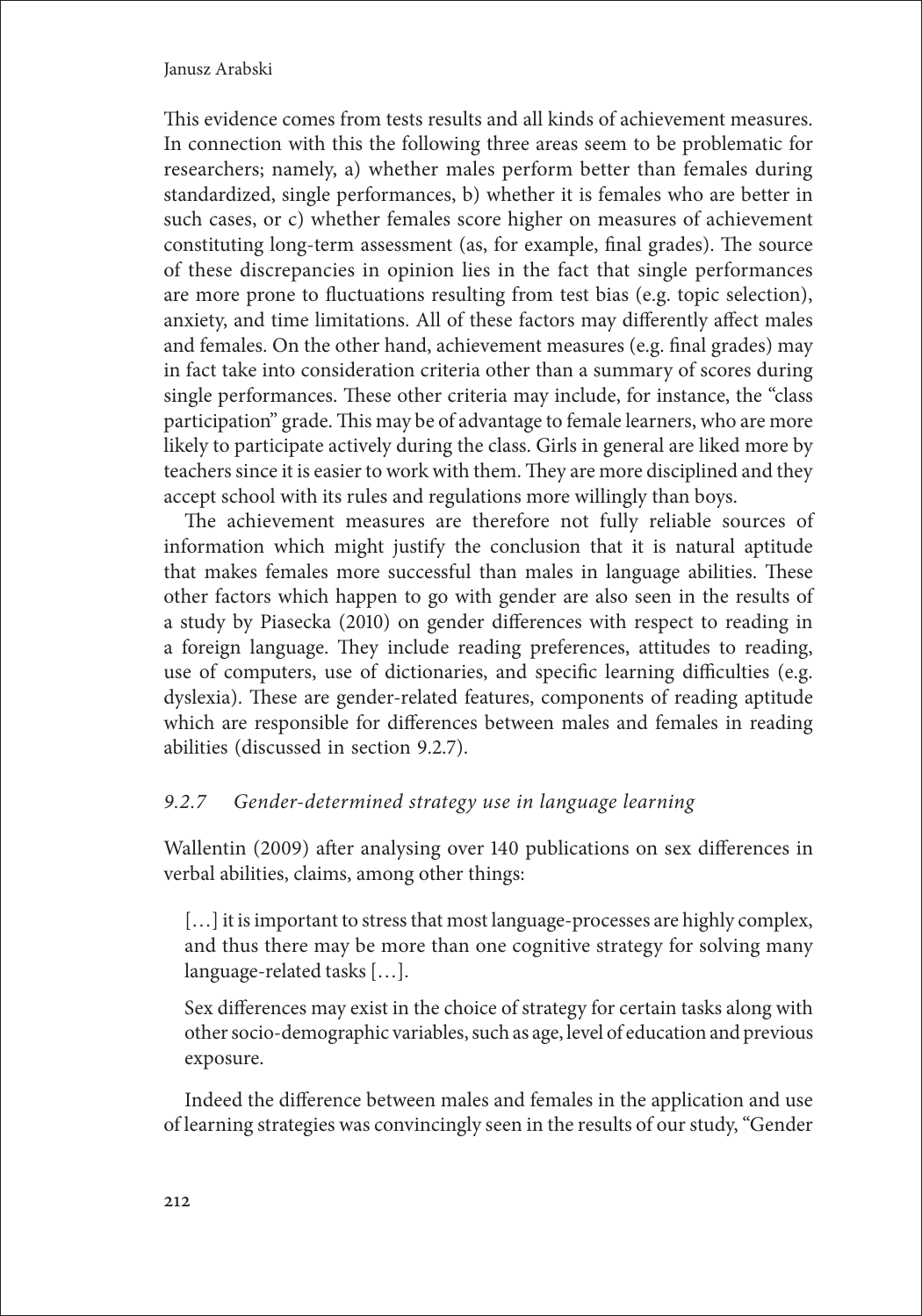This evidence comes from tests results and all kinds of achievement measures. In connection with this the following three areas seem to be problematic for researchers; namely, a) whether males perform better than females during standardized, single performances, b) whether it is females who are better in such cases, or c) whether females score higher on measures of achievement constituting long-term assessment (as, for example, final grades). The source of these discrepancies in opinion lies in the fact that single performances are more prone to fluctuations resulting from test bias (e.g. topic selection), anxiety, and time limitations. All of these factors may differently affect males and females. On the other hand, achievement measures (e.g. final grades) may in fact take into consideration criteria other than a summary of scores during single performances. These other criteria may include, for instance, the "class participation" grade. This may be of advantage to female learners, who are more likely to participate actively during the class. Girls in general are liked more by teachers since it is easier to work with them. They are more disciplined and they accept school with its rules and regulations more willingly than boys.

The achievement measures are therefore not fully reliable sources of information which might justify the conclusion that it is natural aptitude that makes females more successful than males in language abilities. These other factors which happen to go with gender are also seen in the results of a study by Piasecka (2010) on gender differences with respect to reading in a foreign language. They include reading preferences, attitudes to reading, use of computers, use of dictionaries, and specific learning difficulties (e.g. dyslexia). These are gender-related features, components of reading aptitude which are responsible for differences between males and females in reading abilities (discussed in section 9.2.7).

### *9.2.7 Gender-determined strategy use in language learning*

Wallentin (2009) after analysing over 140 publications on sex differences in verbal abilities, claims, among other things:

> […] it is important to stress that most language-processes are highly complex, and thus there may be more than one cognitive strategy for solving many language-related tasks […].
>
> Sex differences may exist in the choice of strategy for certain tasks along with other socio-demographic variables, such as age, level of education and previous exposure.

Indeed the difference between males and females in the application and use of learning strategies was convincingly seen in the results of our study, "Gender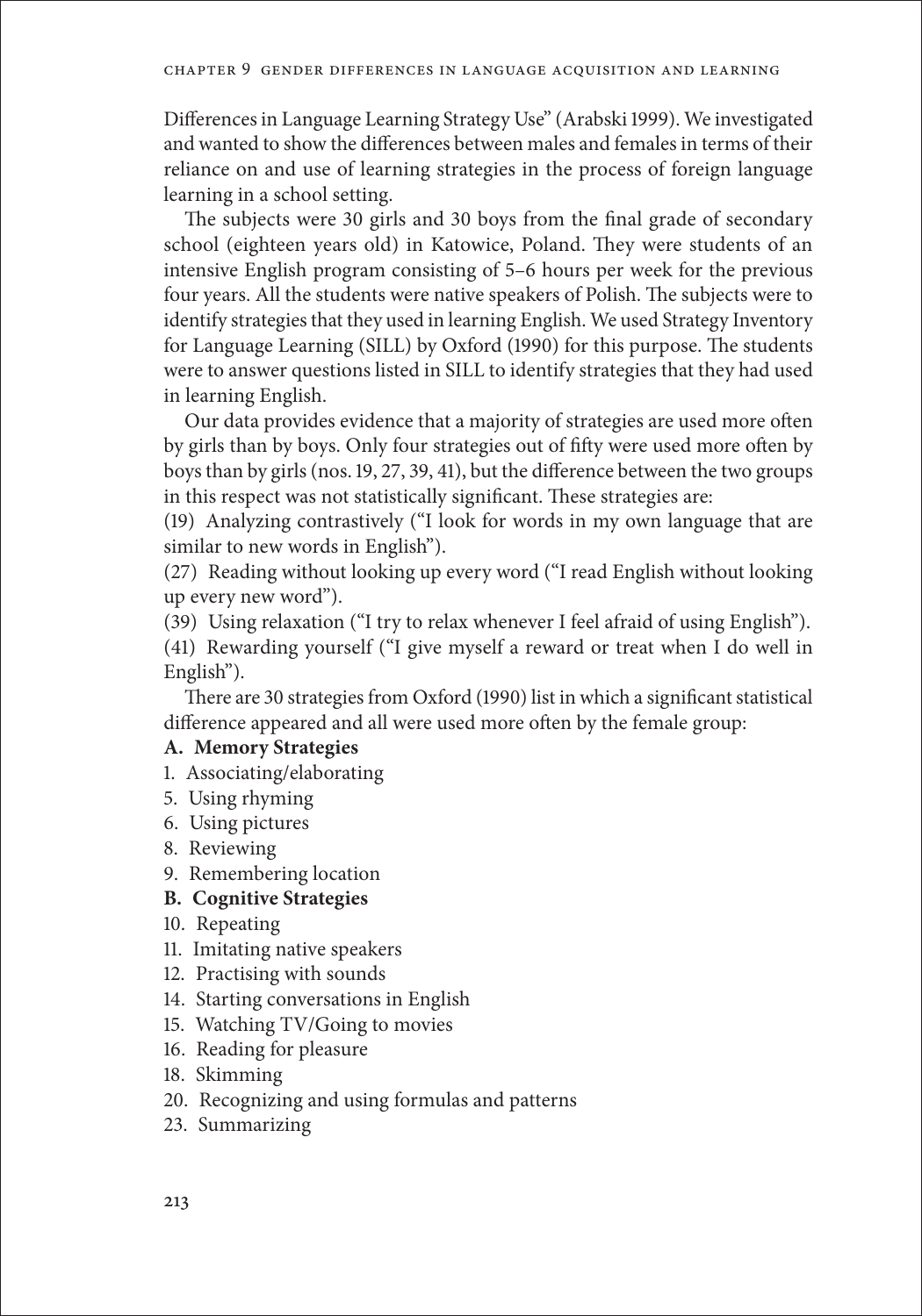Differences in Language Learning Strategy Use" (Arabski 1999). We investigated and wanted to show the differences between males and females in terms of their reliance on and use of learning strategies in the process of foreign language learning in a school setting.

The subjects were 30 girls and 30 boys from the final grade of secondary school (eighteen years old) in Katowice, Poland. They were students of an intensive English program consisting of 5–6 hours per week for the previous four years. All the students were native speakers of Polish. The subjects were to identify strategies that they used in learning English. We used Strategy Inventory for Language Learning (SILL) by Oxford (1990) for this purpose. The students were to answer questions listed in SILL to identify strategies that they had used in learning English.

Our data provides evidence that a majority of strategies are used more often by girls than by boys. Only four strategies out of fifty were used more often by boys than by girls (nos. 19, 27, 39, 41), but the difference between the two groups in this respect was not statistically significant. These strategies are:

(19) Analyzing contrastively ("I look for words in my own language that are similar to new words in English").

(27) Reading without looking up every word ("I read English without looking up every new word").

(39) Using relaxation ("I try to relax whenever I feel afraid of using English").

(41) Rewarding yourself ("I give myself a reward or treat when I do well in English").

There are 30 strategies from Oxford (1990) list in which a significant statistical difference appeared and all were used more often by the female group:

**A. Memory Strategies**

1. Associating/elaborating
5. Using rhyming
6. Using pictures
8. Reviewing
9. Remembering location

**B. Cognitive Strategies**

10. Repeating
11. Imitating native speakers
12. Practising with sounds
14. Starting conversations in English
15. Watching TV/Going to movies
16. Reading for pleasure
18. Skimming
20. Recognizing and using formulas and patterns
23. Summarizing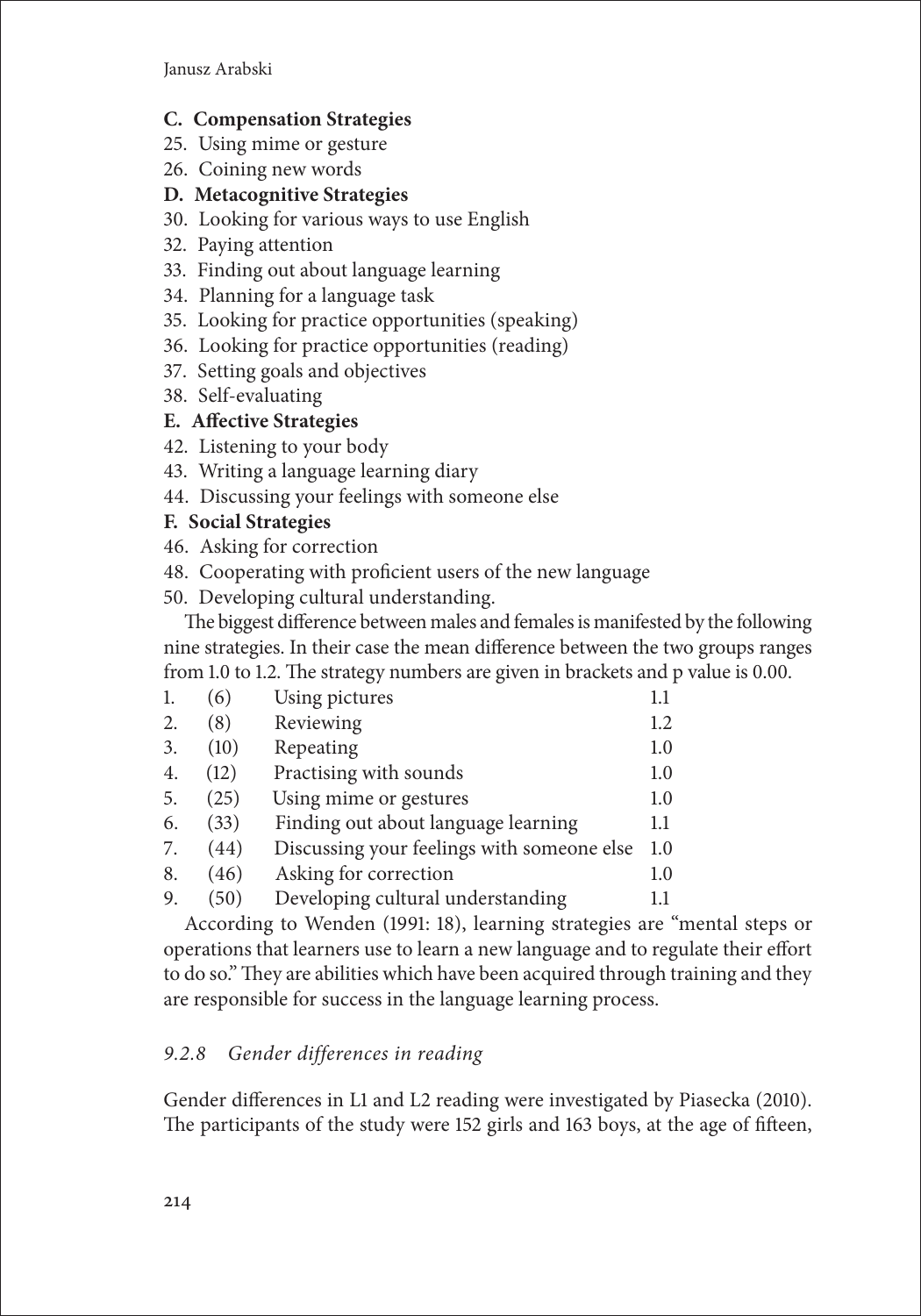**C. Compensation Strategies**

25. Using mime or gesture
26. Coining new words

**D. Metacognitive Strategies**

30. Looking for various ways to use English
32. Paying attention
33. Finding out about language learning
34. Planning for a language task
35. Looking for practice opportunities (speaking)
36. Looking for practice opportunities (reading)
37. Setting goals and objectives
38. Self-evaluating

**E. Affective Strategies**

42. Listening to your body
43. Writing a language learning diary
44. Discussing your feelings with someone else

**F. Social Strategies**

46. Asking for correction
48. Cooperating with proficient users of the new language
50. Developing cultural understanding.

The biggest difference between males and females is manifested by the following nine strategies. In their case the mean difference between the two groups ranges from 1.0 to 1.2. The strategy numbers are given in brackets and p value is 0.00.

| | | | |
|---|---|---|---|
| 1. | (6) | Using pictures | 1.1 |
| 2. | (8) | Reviewing | 1.2 |
| 3. | (10) | Repeating | 1.0 |
| 4. | (12) | Practising with sounds | 1.0 |
| 5. | (25) | Using mime or gestures | 1.0 |
| 6. | (33) | Finding out about language learning | 1.1 |
| 7. | (44) | Discussing your feelings with someone else | 1.0 |
| 8. | (46) | Asking for correction | 1.0 |
| 9. | (50) | Developing cultural understanding | 1.1 |

According to Wenden (1991: 18), learning strategies are "mental steps or operations that learners use to learn a new language and to regulate their effort to do so." They are abilities which have been acquired through training and they are responsible for success in the language learning process.

### *9.2.8 Gender differences in reading*

Gender differences in L1 and L2 reading were investigated by Piasecka (2010). The participants of the study were 152 girls and 163 boys, at the age of fifteen,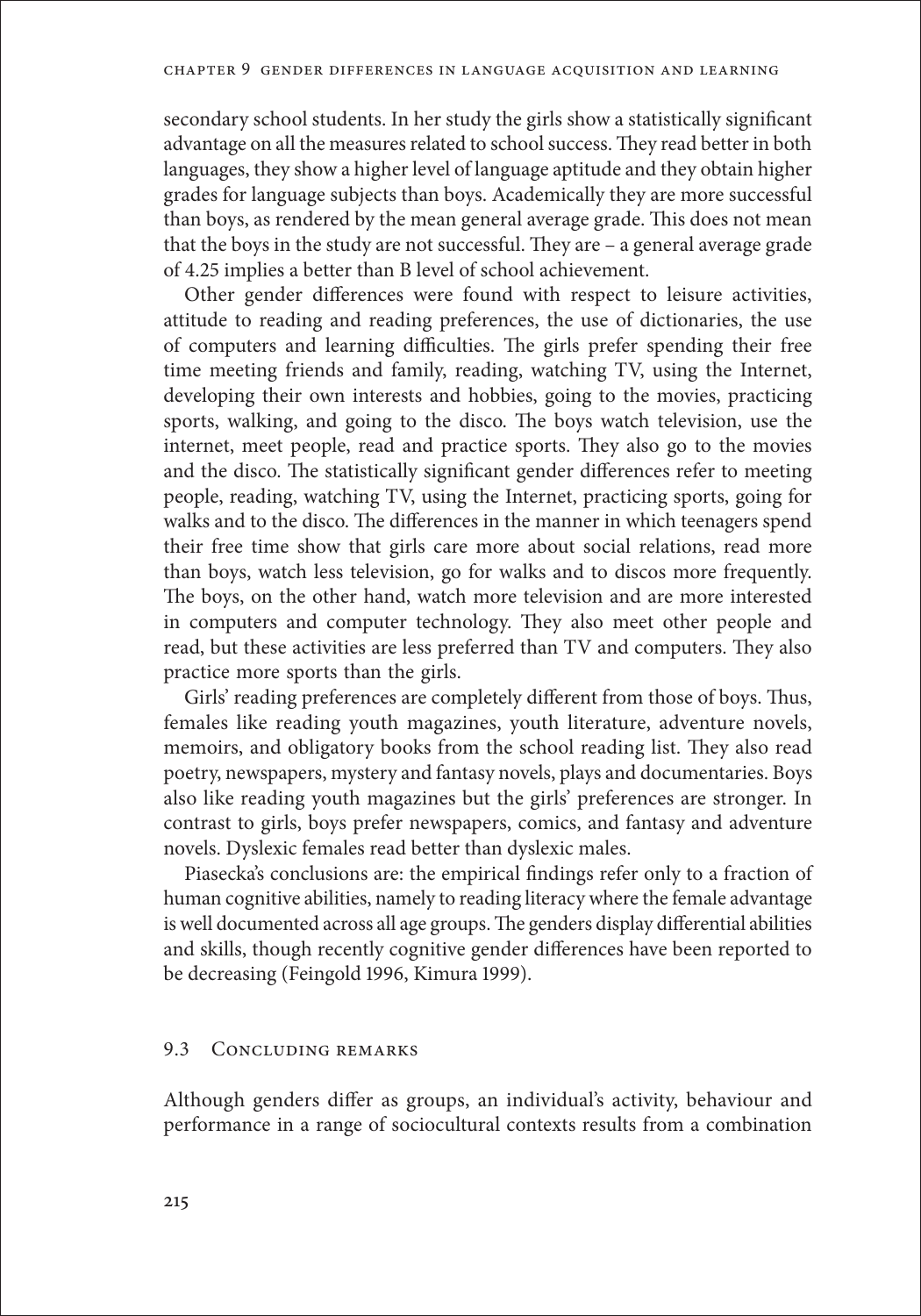secondary school students. In her study the girls show a statistically significant advantage on all the measures related to school success. They read better in both languages, they show a higher level of language aptitude and they obtain higher grades for language subjects than boys. Academically they are more successful than boys, as rendered by the mean general average grade. This does not mean that the boys in the study are not successful. They are – a general average grade of 4.25 implies a better than B level of school achievement.

Other gender differences were found with respect to leisure activities, attitude to reading and reading preferences, the use of dictionaries, the use of computers and learning difficulties. The girls prefer spending their free time meeting friends and family, reading, watching TV, using the Internet, developing their own interests and hobbies, going to the movies, practicing sports, walking, and going to the disco. The boys watch television, use the internet, meet people, read and practice sports. They also go to the movies and the disco. The statistically significant gender differences refer to meeting people, reading, watching TV, using the Internet, practicing sports, going for walks and to the disco. The differences in the manner in which teenagers spend their free time show that girls care more about social relations, read more than boys, watch less television, go for walks and to discos more frequently. The boys, on the other hand, watch more television and are more interested in computers and computer technology. They also meet other people and read, but these activities are less preferred than TV and computers. They also practice more sports than the girls.

Girls' reading preferences are completely different from those of boys. Thus, females like reading youth magazines, youth literature, adventure novels, memoirs, and obligatory books from the school reading list. They also read poetry, newspapers, mystery and fantasy novels, plays and documentaries. Boys also like reading youth magazines but the girls' preferences are stronger. In contrast to girls, boys prefer newspapers, comics, and fantasy and adventure novels. Dyslexic females read better than dyslexic males.

Piasecka's conclusions are: the empirical findings refer only to a fraction of human cognitive abilities, namely to reading literacy where the female advantage is well documented across all age groups. The genders display differential abilities and skills, though recently cognitive gender differences have been reported to be decreasing (Feingold 1996, Kimura 1999).

## 9.3 Concluding remarks

Although genders differ as groups, an individual's activity, behaviour and performance in a range of sociocultural contexts results from a combination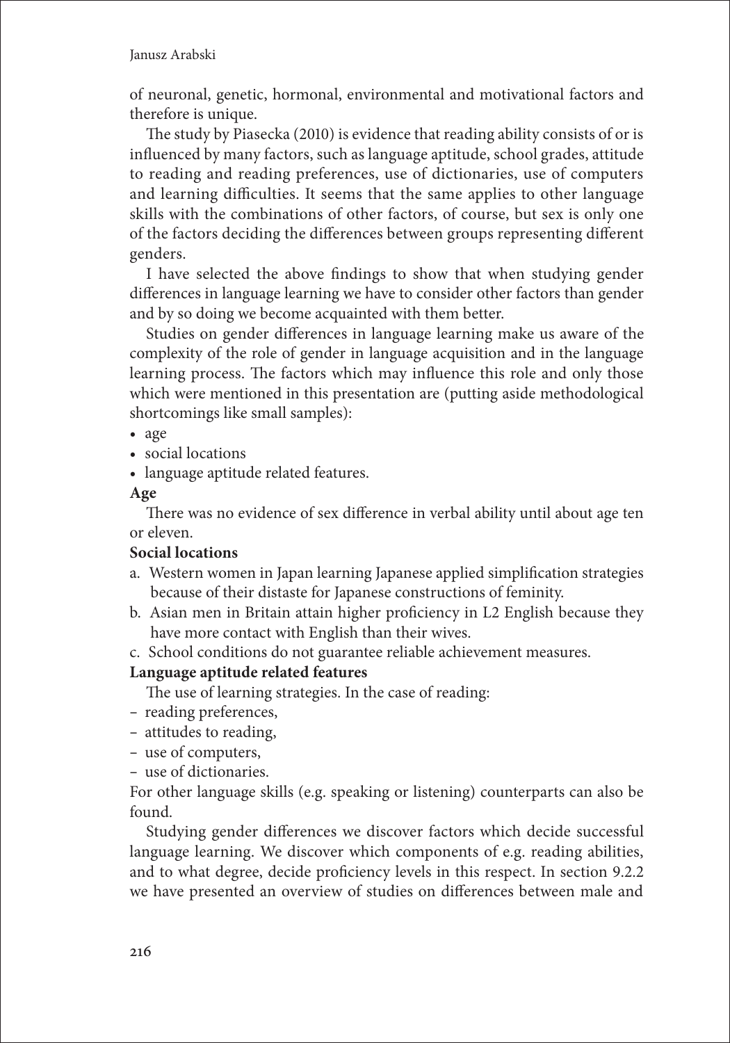of neuronal, genetic, hormonal, environmental and motivational factors and therefore is unique.

The study by Piasecka (2010) is evidence that reading ability consists of or is influenced by many factors, such as language aptitude, school grades, attitude to reading and reading preferences, use of dictionaries, use of computers and learning difficulties. It seems that the same applies to other language skills with the combinations of other factors, of course, but sex is only one of the factors deciding the differences between groups representing different genders.

I have selected the above findings to show that when studying gender differences in language learning we have to consider other factors than gender and by so doing we become acquainted with them better.

Studies on gender differences in language learning make us aware of the complexity of the role of gender in language acquisition and in the language learning process. The factors which may influence this role and only those which were mentioned in this presentation are (putting aside methodological shortcomings like small samples):

- age
- social locations
- language aptitude related features.

**Age**

There was no evidence of sex difference in verbal ability until about age ten or eleven.

**Social locations**

a. Western women in Japan learning Japanese applied simplification strategies because of their distaste for Japanese constructions of feminity.
b. Asian men in Britain attain higher proficiency in L2 English because they have more contact with English than their wives.
c. School conditions do not guarantee reliable achievement measures.

**Language aptitude related features**

The use of learning strategies. In the case of reading:

– reading preferences,
– attitudes to reading,
– use of computers,
– use of dictionaries.

For other language skills (e.g. speaking or listening) counterparts can also be found.

Studying gender differences we discover factors which decide successful language learning. We discover which components of e.g. reading abilities, and to what degree, decide proficiency levels in this respect. In section 9.2.2 we have presented an overview of studies on differences between male and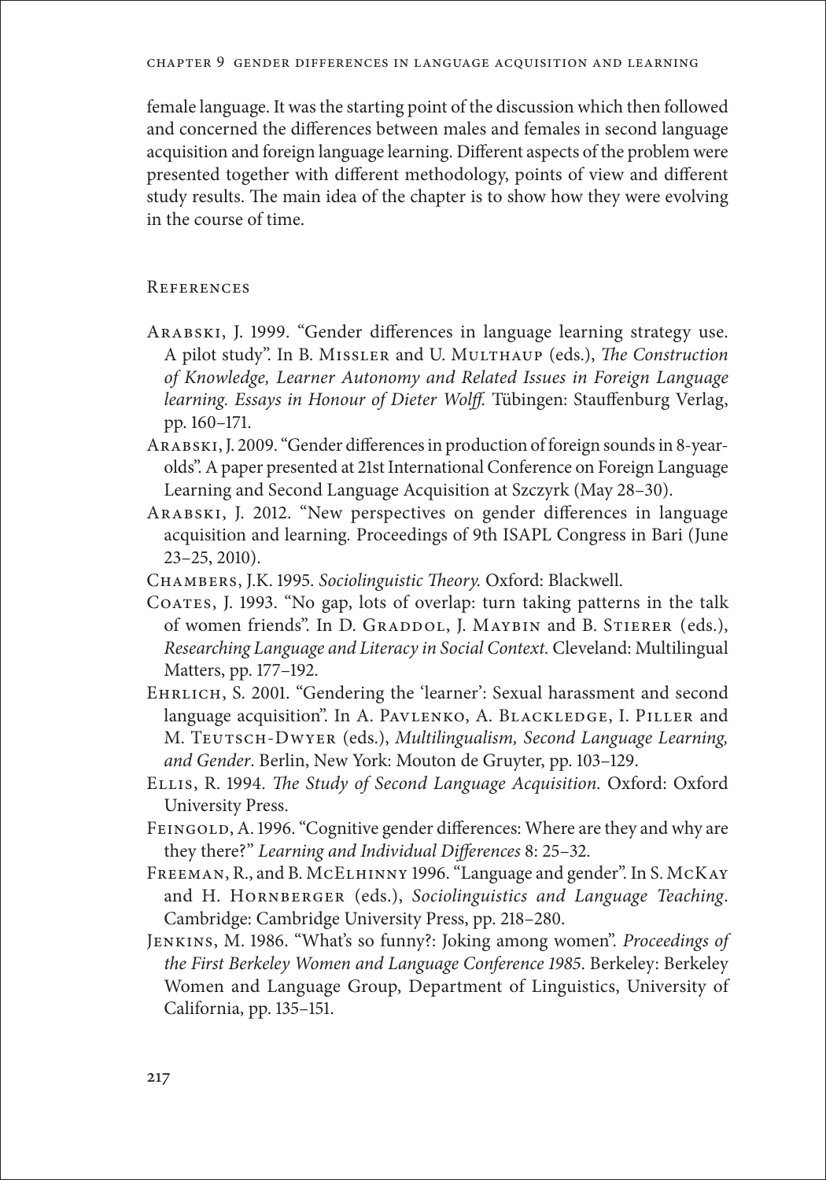female language. It was the starting point of the discussion which then followed and concerned the differences between males and females in second language acquisition and foreign language learning. Different aspects of the problem were presented together with different methodology, points of view and different study results. The main idea of the chapter is to show how they were evolving in the course of time.

## References

Arabski, J. 1999. "Gender differences in language learning strategy use. A pilot study". In B. Missler and U. Multhaup (eds.), *The Construction of Knowledge, Learner Autonomy and Related Issues in Foreign Language learning. Essays in Honour of Dieter Wolff*. Tübingen: Stauffenburg Verlag, pp. 160–171.

Arabski, J. 2009. "Gender differences in production of foreign sounds in 8-year-olds". A paper presented at 21st International Conference on Foreign Language Learning and Second Language Acquisition at Szczyrk (May 28–30).

Arabski, J. 2012. "New perspectives on gender differences in language acquisition and learning. Proceedings of 9th ISAPL Congress in Bari (June 23–25, 2010).

Chambers, J.K. 1995. *Sociolinguistic Theory.* Oxford: Blackwell.

Coates, J. 1993. "No gap, lots of overlap: turn taking patterns in the talk of women friends". In D. Graddol, J. Maybin and B. Stierer (eds.), *Researching Language and Literacy in Social Context.* Cleveland: Multilingual Matters, pp. 177–192.

Ehrlich, S. 2001. "Gendering the 'learner': Sexual harassment and second language acquisition". In A. Pavlenko, A. Blackledge, I. Piller and M. Teutsch-Dwyer (eds.), *Multilingualism, Second Language Learning, and Gender*. Berlin, New York: Mouton de Gruyter, pp. 103–129.

Ellis, R. 1994. *The Study of Second Language Acquisition.* Oxford: Oxford University Press.

Feingold, A. 1996. "Cognitive gender differences: Where are they and why are they there?" *Learning and Individual Differences* 8: 25–32.

Freeman, R., and B. McElhinny 1996. "Language and gender". In S. McKay and H. Hornberger (eds.), *Sociolinguistics and Language Teaching*. Cambridge: Cambridge University Press, pp. 218–280.

Jenkins, M. 1986. "What's so funny?: Joking among women". *Proceedings of the First Berkeley Women and Language Conference 1985*. Berkeley: Berkeley Women and Language Group, Department of Linguistics, University of California, pp. 135–151.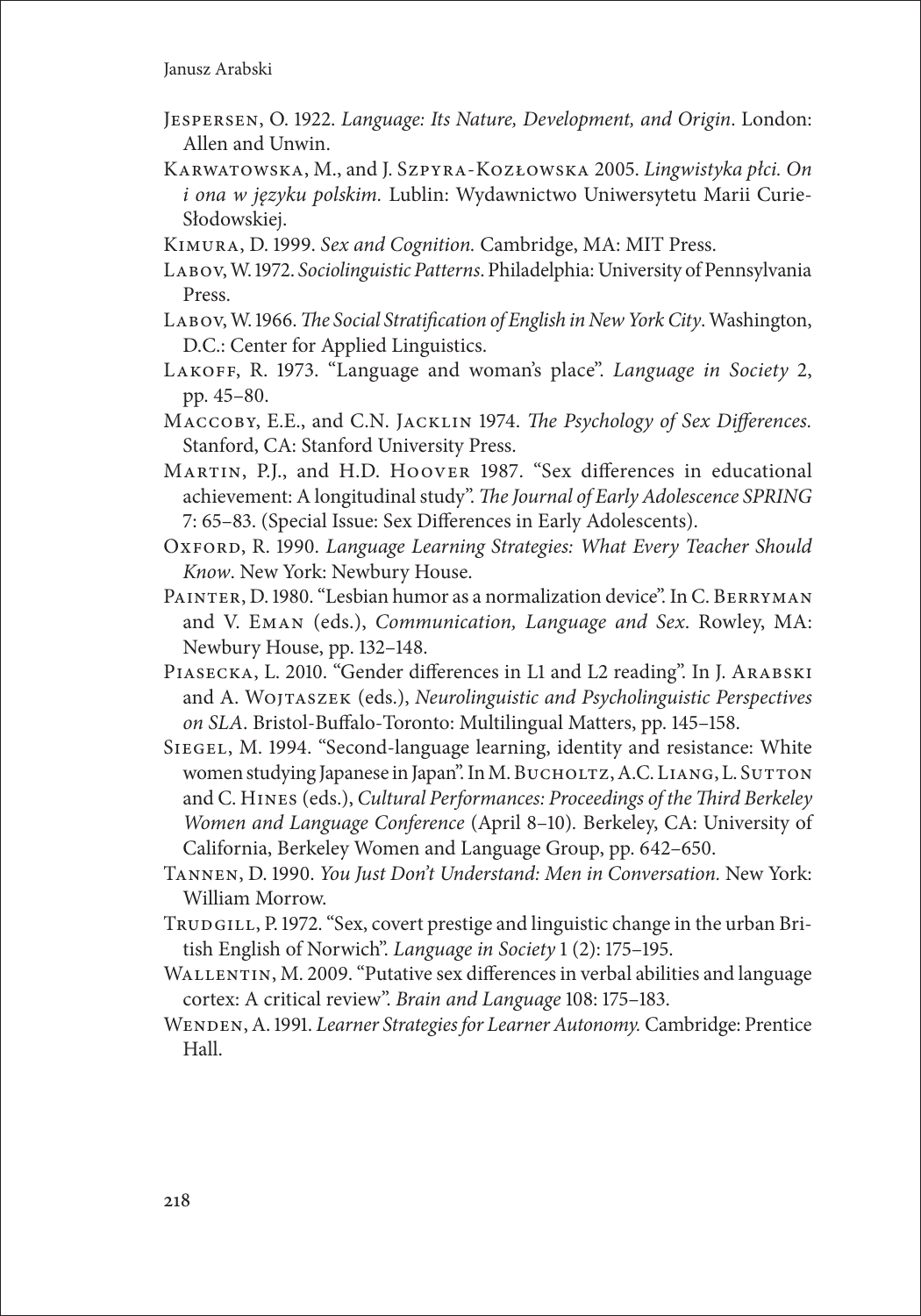Jespersen, O. 1922. *Language: Its Nature, Development, and Origin*. London: Allen and Unwin.

Karwatowska, M., and J. Szpyra-Kozłowska 2005. *Lingwistyka płci. On i ona w języku polskim.* Lublin: Wydawnictwo Uniwersytetu Marii Curie-Słodowskiej.

Kimura, D. 1999. *Sex and Cognition.* Cambridge, MA: MIT Press.

Labov, W. 1972. *Sociolinguistic Patterns*. Philadelphia: University of Pennsylvania Press.

Labov, W. 1966. *The Social Stratification of English in New York City*. Washington, D.C.: Center for Applied Linguistics.

Lakoff, R. 1973. "Language and woman's place". *Language in Society* 2, pp. 45–80.

Maccoby, E.E., and C.N. Jacklin 1974. *The Psychology of Sex Differences.* Stanford, CA: Stanford University Press.

Martin, P.J., and H.D. Hoover 1987. "Sex differences in educational achievement: A longitudinal study". *The Journal of Early Adolescence SPRING* 7: 65–83. (Special Issue: Sex Differences in Early Adolescents).

Oxford, R. 1990. *Language Learning Strategies: What Every Teacher Should Know*. New York: Newbury House.

Painter, D. 1980. "Lesbian humor as a normalization device". In C. Berryman and V. Eman (eds.), *Communication, Language and Sex*. Rowley, MA: Newbury House, pp. 132–148.

Piasecka, L. 2010. "Gender differences in L1 and L2 reading". In J. Arabski and A. Wojtaszek (eds.), *Neurolinguistic and Psycholinguistic Perspectives on SLA*. Bristol-Buffalo-Toronto: Multilingual Matters, pp. 145–158.

Siegel, M. 1994. "Second-language learning, identity and resistance: White women studying Japanese in Japan". In M. Bucholtz, A.C. Liang, L. Sutton and C. Hines (eds.), *Cultural Performances: Proceedings of the Third Berkeley Women and Language Conference* (April 8–10). Berkeley, CA: University of California, Berkeley Women and Language Group, pp. 642–650.

Tannen, D. 1990. *You Just Don't Understand: Men in Conversation.* New York: William Morrow.

Trudgill, P. 1972. "Sex, covert prestige and linguistic change in the urban British English of Norwich". *Language in Society* 1 (2): 175–195.

Wallentin, M. 2009. "Putative sex differences in verbal abilities and language cortex: A critical review". *Brain and Language* 108: 175–183.

Wenden, A. 1991. *Learner Strategies for Learner Autonomy.* Cambridge: Prentice Hall.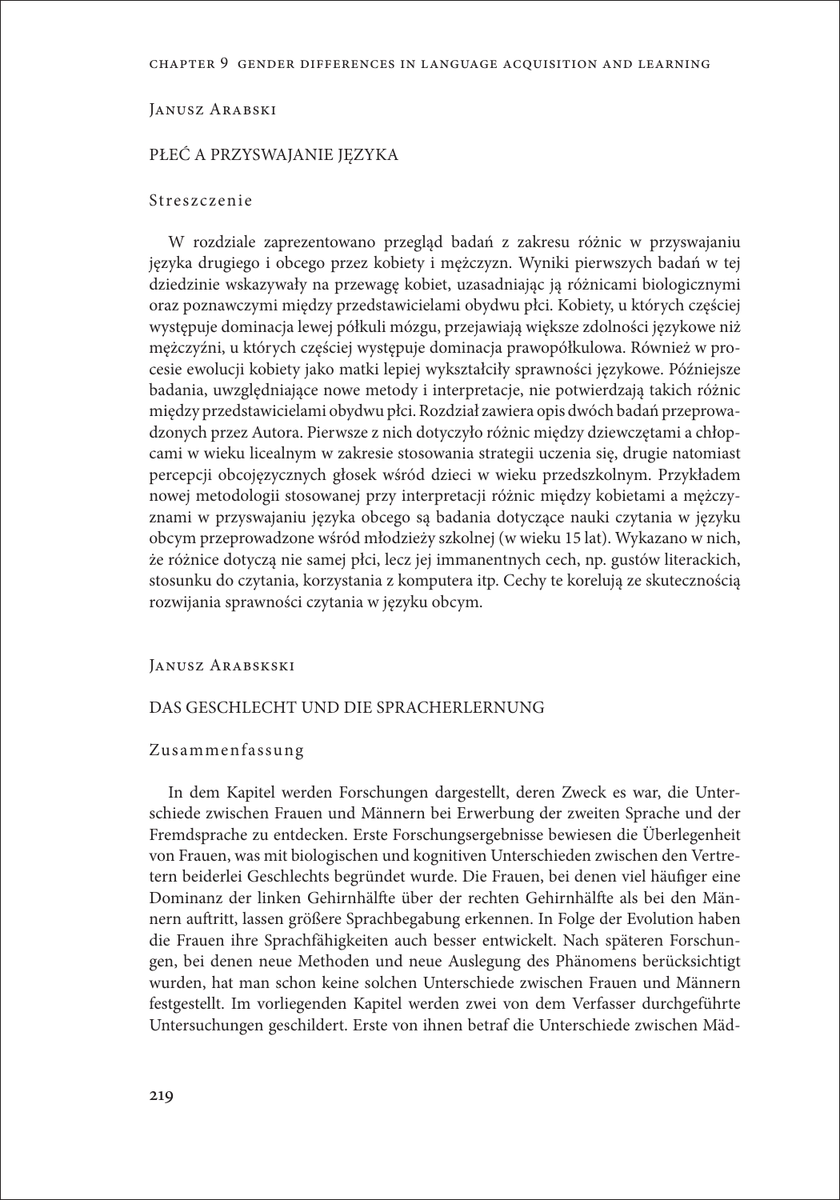Janusz Arabski

## PŁEĆ A PRZYSWAJANIE JĘZYKA

### Streszczenie

W rozdziale zaprezentowano przegląd badań z zakresu różnic w przyswajaniu języka drugiego i obcego przez kobiety i mężczyzn. Wyniki pierwszych badań w tej dziedzinie wskazywały na przewagę kobiet, uzasadniając ją różnicami biologicznymi oraz poznawczymi między przedstawicielami obydwu płci. Kobiety, u których częściej występuje dominacja lewej półkuli mózgu, przejawiają większe zdolności językowe niż mężczyźni, u których częściej występuje dominacja prawopółkulowa. Również w procesie ewolucji kobiety jako matki lepiej wykształciły sprawności językowe. Późniejsze badania, uwzględniające nowe metody i interpretacje, nie potwierdzają takich różnic między przedstawicielami obydwu płci. Rozdział zawiera opis dwóch badań przeprowadzonych przez Autora. Pierwsze z nich dotyczyło różnic między dziewczętami a chłopcami w wieku licealnym w zakresie stosowania strategii uczenia się, drugie natomiast percepcji obcojęzycznych głosek wśród dzieci w wieku przedszkolnym. Przykładem nowej metodologii stosowanej przy interpretacji różnic między kobietami a mężczyznami w przyswajaniu języka obcego są badania dotyczące nauki czytania w języku obcym przeprowadzone wśród młodzieży szkolnej (w wieku 15 lat). Wykazano w nich, że różnice dotyczą nie samej płci, lecz jej immanentnych cech, np. gustów literackich, stosunku do czytania, korzystania z komputera itp. Cechy te korelują ze skutecznością rozwijania sprawności czytania w języku obcym.

Janusz Arabskski

## DAS GESCHLECHT UND DIE SPRACHERLERNUNG

### Zusammenfassung

In dem Kapitel werden Forschungen dargestellt, deren Zweck es war, die Unterschiede zwischen Frauen und Männern bei Erwerbung der zweiten Sprache und der Fremdsprache zu entdecken. Erste Forschungsergebnisse bewiesen die Überlegenheit von Frauen, was mit biologischen und kognitiven Unterschieden zwischen den Vertretern beiderlei Geschlechts begründet wurde. Die Frauen, bei denen viel häufiger eine Dominanz der linken Gehirnhälfte über der rechten Gehirnhälfte als bei den Männern auftritt, lassen größere Sprachbegabung erkennen. In Folge der Evolution haben die Frauen ihre Sprachfähigkeiten auch besser entwickelt. Nach späteren Forschungen, bei denen neue Methoden und neue Auslegung des Phänomens berücksichtigt wurden, hat man schon keine solchen Unterschiede zwischen Frauen und Männern festgestellt. Im vorliegenden Kapitel werden zwei von dem Verfasser durchgeführte Untersuchungen geschildert. Erste von ihnen betraf die Unterschiede zwischen Mäd-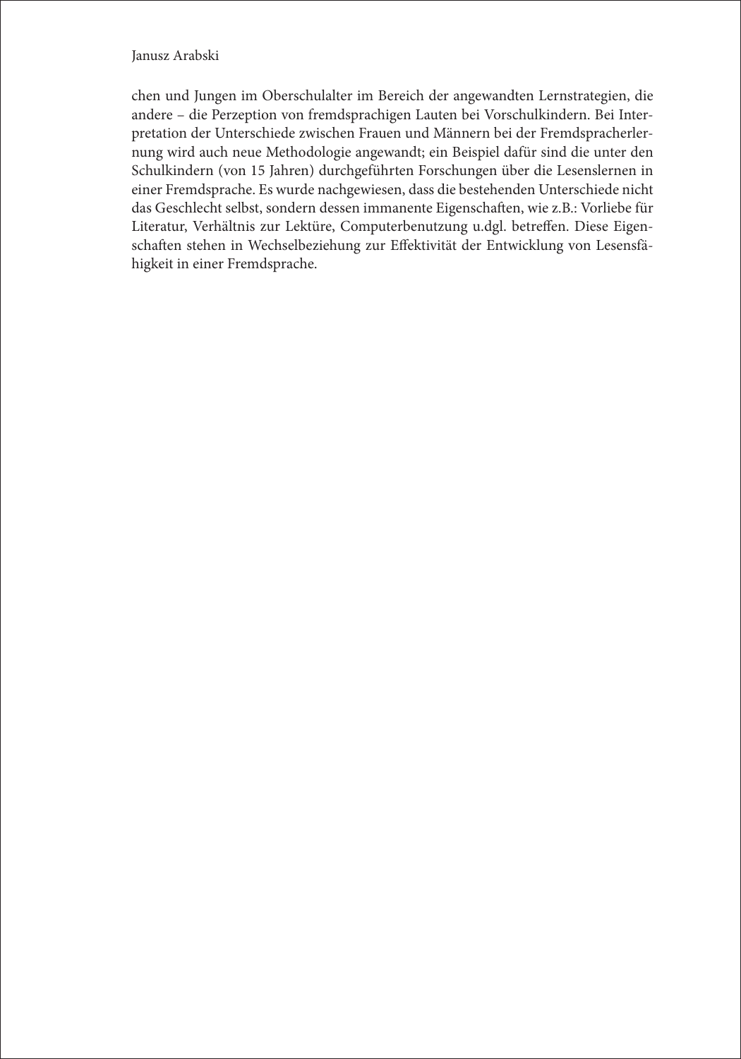chen und Jungen im Oberschulalter im Bereich der angewandten Lernstrategien, die andere – die Perzeption von fremdsprachigen Lauten bei Vorschulkindern. Bei Interpretation der Unterschiede zwischen Frauen und Männern bei der Fremdspracherlernung wird auch neue Methodologie angewandt; ein Beispiel dafür sind die unter den Schulkindern (von 15 Jahren) durchgeführten Forschungen über die Lesenslernen in einer Fremdsprache. Es wurde nachgewiesen, dass die bestehenden Unterschiede nicht das Geschlecht selbst, sondern dessen immanente Eigenschaften, wie z.B.: Vorliebe für Literatur, Verhältnis zur Lektüre, Computerbenutzung u.dgl. betreffen. Diese Eigenschaften stehen in Wechselbeziehung zur Effektivität der Entwicklung von Lesensfähigkeit in einer Fremdsprache.